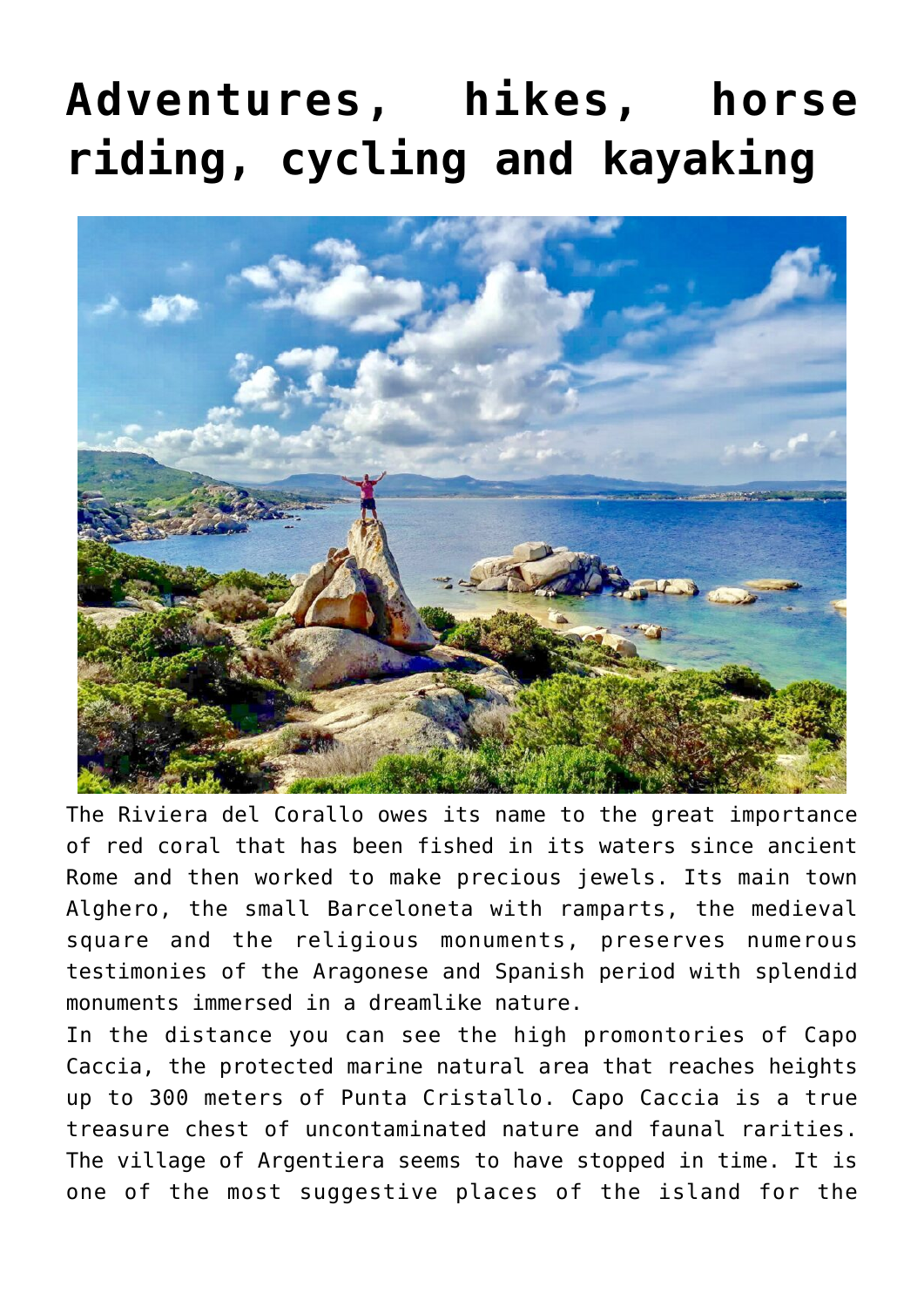# Adventures, hikes, horse riding, cycling and kayaking

The Riviera del Corallo owes its name to the great importance of red coral that has been fished in its waters since ancient Rome and then worked to make precious jewels. Its main town Alghero, the small Barceloneta with ramparts, the medieval square and the religious monuments, preserves numerous testimonies of the Aragonese and Spanish period with splendid monuments immersed in a dreamlike nature.

In the distance you can see the high promontories of Capo Caccia, the protected marine natural area that reaches heights up to 300 meters of Punta Cristallo. Capo Caccia is a true treasure chest of uncontaminated nature and faunal rarities. The village of Argentiera seems to have stopped in time. It is one of the most suggestive places of the island for the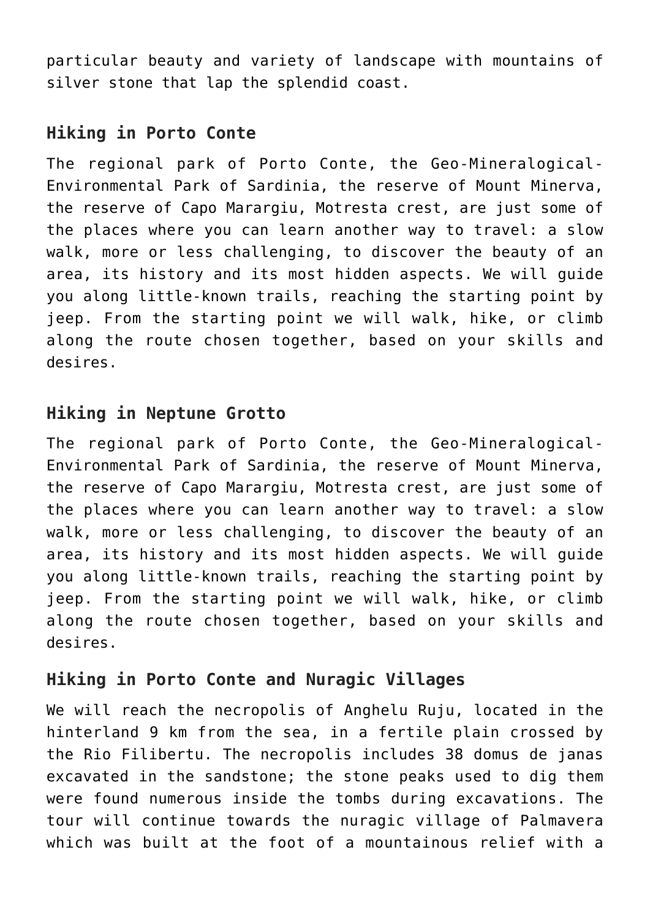particular beauty and variety of landscape with mountains of silver stone that lap the splendid coast.

## Hiking in Porto Conte

The regional park of Porto Conte, the Geo-Mineralogical-Environmental Park of Sardinia, the reserve of Mount Minerva, the reserve of Capo Marargiu, Motresta crest, are just some of the places where you can learn another way to travel: a slow walk, more or less challenging, to discover the beauty of an area, its history and its most hidden aspects. We will guide you along little-known trails, reaching the starting point by jeep. From the starting point we will walk, hike, or climb along the route chosen together, based on your skills and desires.

## Hiking in Neptune Grotto

The regional park of Porto Conte, the Geo-Mineralogical-Environmental Park of Sardinia, the reserve of Mount Minerva, the reserve of Capo Marargiu, Motresta crest, are just some of the places where you can learn another way to travel: a slow walk, more or less challenging, to discover the beauty of an area, its history and its most hidden aspects. We will guide you along little-known trails, reaching the starting point by jeep. From the starting point we will walk, hike, or climb along the route chosen together, based on your skills and desires.

## Hiking in Porto Conte and Nuragic Villages

We will reach the necropolis of Anghelu Ruju, located in the hinterland 9 km from the sea, in a fertile plain crossed by the Rio Filibertu. The necropolis includes 38 domus de janas excavated in the sandstone; the stone peaks used to dig them were found numerous inside the tombs during excavations. The tour will continue towards the nuragic village of Palmavera which was built at the foot of a mountainous relief with a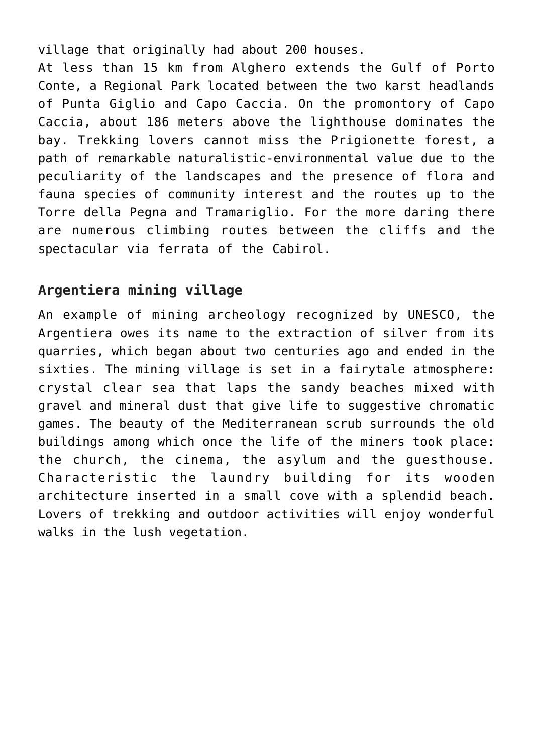village that originally had about 200 houses.

At less than 15 km from Alghero extends the Gulf of Porto Conte, a Regional Park located between the two karst headlands of Punta Giglio and Capo Caccia. On the promontory of Capo Caccia, about 186 meters above the lighthouse dominates the bay. Trekking lovers cannot miss the Prigionette forest, a path of remarkable naturalistic-environmental value due to the peculiarity of the landscapes and the presence of flora and fauna species of community interest and the routes up to the Torre della Pegna and Tramariglio. For the more daring there are numerous climbing routes between the cliffs and the spectacular via ferrata of the Cabirol.

## Argentiera mining village

An example of mining archeology recognized by UNESCO, the Argentiera owes its name to the extraction of silver from its quarries, which began about two centuries ago and ended in the sixties. The mining village is set in a fairytale atmosphere: crystal clear sea that laps the sandy beaches mixed with gravel and mineral dust that give life to suggestive chromatic games. The beauty of the Mediterranean scrub surrounds the old buildings among which once the life of the miners took place: the church, the cinema, the asylum and the guesthouse. Characteristic the laundry building for its wooden architecture inserted in a small cove with a splendid beach. Lovers of trekking and outdoor activities will enjoy wonderful walks in the lush vegetation.